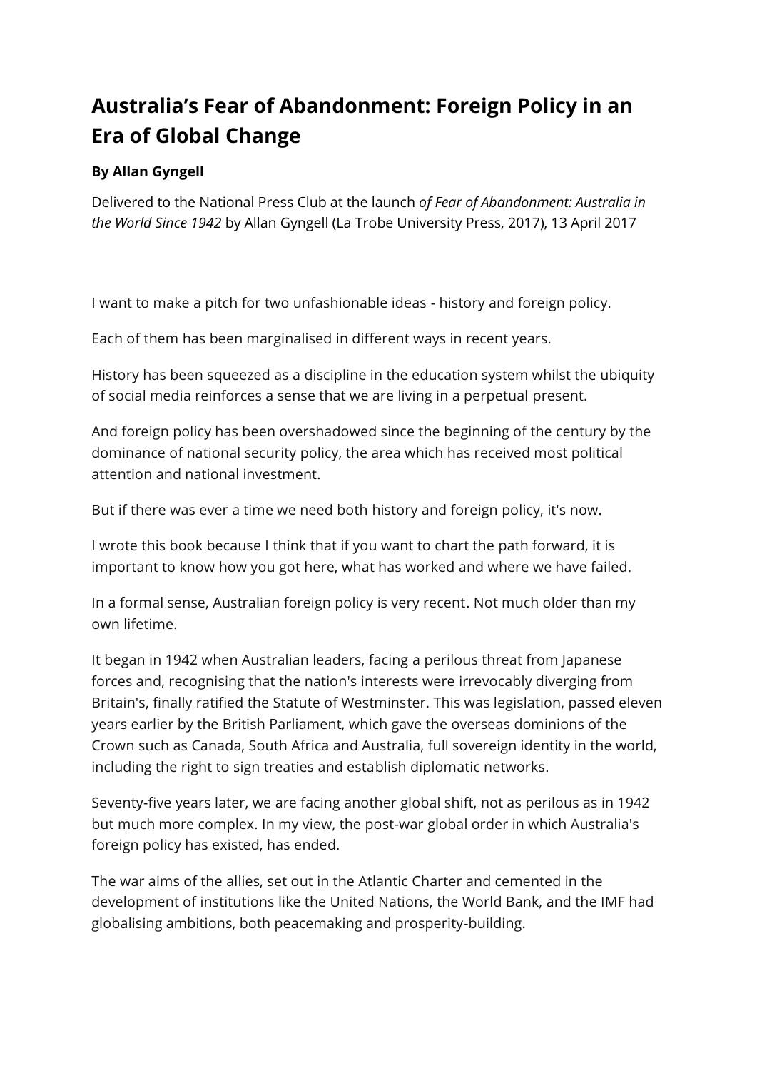# Australia's Fear of Abandonment: Foreign Policy in an Era of Global Change

**By Allan Gyngell**

Delivered to the National Press Club at the launch *of Fear of Abandonment: Australia in the World Since 1942* by Allan Gyngell (La Trobe University Press, 2017), 13 April 2017

I want to make a pitch for two unfashionable ideas - history and foreign policy.

Each of them has been marginalised in different ways in recent years.

History has been squeezed as a discipline in the education system whilst the ubiquity of social media reinforces a sense that we are living in a perpetual present.

And foreign policy has been overshadowed since the beginning of the century by the dominance of national security policy, the area which has received most political attention and national investment.

But if there was ever a time we need both history and foreign policy, it's now.

I wrote this book because I think that if you want to chart the path forward, it is important to know how you got here, what has worked and where we have failed.

In a formal sense, Australian foreign policy is very recent. Not much older than my own lifetime.

It began in 1942 when Australian leaders, facing a perilous threat from Japanese forces and, recognising that the nation's interests were irrevocably diverging from Britain's, finally ratified the Statute of Westminster. This was legislation, passed eleven years earlier by the British Parliament, which gave the overseas dominions of the Crown such as Canada, South Africa and Australia, full sovereign identity in the world, including the right to sign treaties and establish diplomatic networks.

Seventy-five years later, we are facing another global shift, not as perilous as in 1942 but much more complex. In my view, the post-war global order in which Australia's foreign policy has existed, has ended.

The war aims of the allies, set out in the Atlantic Charter and cemented in the development of institutions like the United Nations, the World Bank, and the IMF had globalising ambitions, both peacemaking and prosperity-building.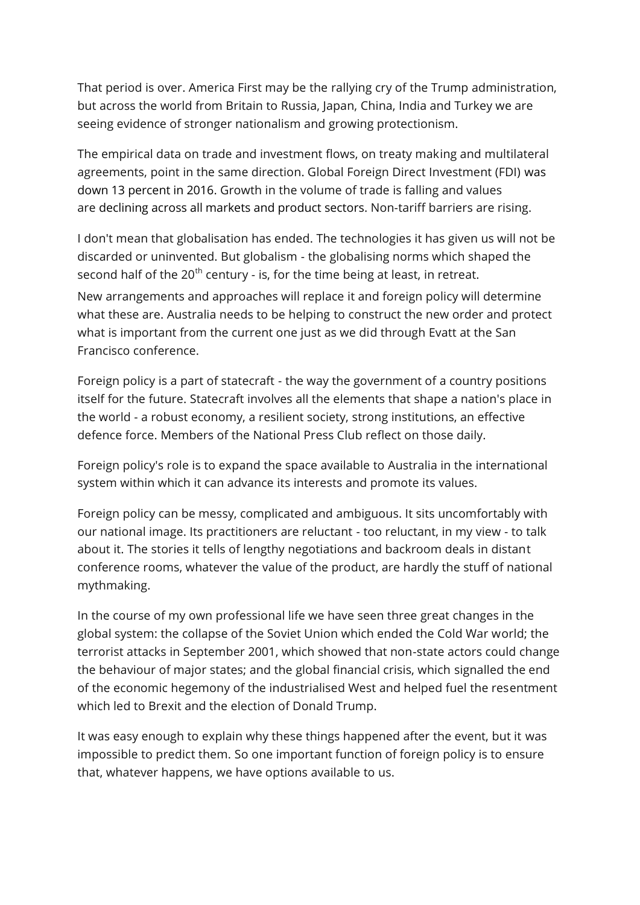That period is over. America First may be the rallying cry of the Trump administration, but across the world from Britain to Russia, Japan, China, India and Turkey we are seeing evidence of stronger nationalism and growing protectionism.

The empirical data on trade and investment flows, on treaty making and multilateral agreements, point in the same direction. Global Foreign Direct Investment (FDI) was down 13 percent in 2016. Growth in the volume of trade is falling and values are declining across all markets and product sectors. Non-tariff barriers are rising.

I don't mean that globalisation has ended. The technologies it has given us will not be discarded or uninvented. But globalism - the globalising norms which shaped the second half of the 20th century - is, for the time being at least, in retreat.

New arrangements and approaches will replace it and foreign policy will determine what these are. Australia needs to be helping to construct the new order and protect what is important from the current one just as we did through Evatt at the San Francisco conference.

Foreign policy is a part of statecraft - the way the government of a country positions itself for the future. Statecraft involves all the elements that shape a nation's place in the world - a robust economy, a resilient society, strong institutions, an effective defence force. Members of the National Press Club reflect on those daily.

Foreign policy's role is to expand the space available to Australia in the international system within which it can advance its interests and promote its values.

Foreign policy can be messy, complicated and ambiguous. It sits uncomfortably with our national image. Its practitioners are reluctant - too reluctant, in my view - to talk about it. The stories it tells of lengthy negotiations and backroom deals in distant conference rooms, whatever the value of the product, are hardly the stuff of national mythmaking.

In the course of my own professional life we have seen three great changes in the global system: the collapse of the Soviet Union which ended the Cold War world; the terrorist attacks in September 2001, which showed that non-state actors could change the behaviour of major states; and the global financial crisis, which signalled the end of the economic hegemony of the industrialised West and helped fuel the resentment which led to Brexit and the election of Donald Trump.

It was easy enough to explain why these things happened after the event, but it was impossible to predict them. So one important function of foreign policy is to ensure that, whatever happens, we have options available to us.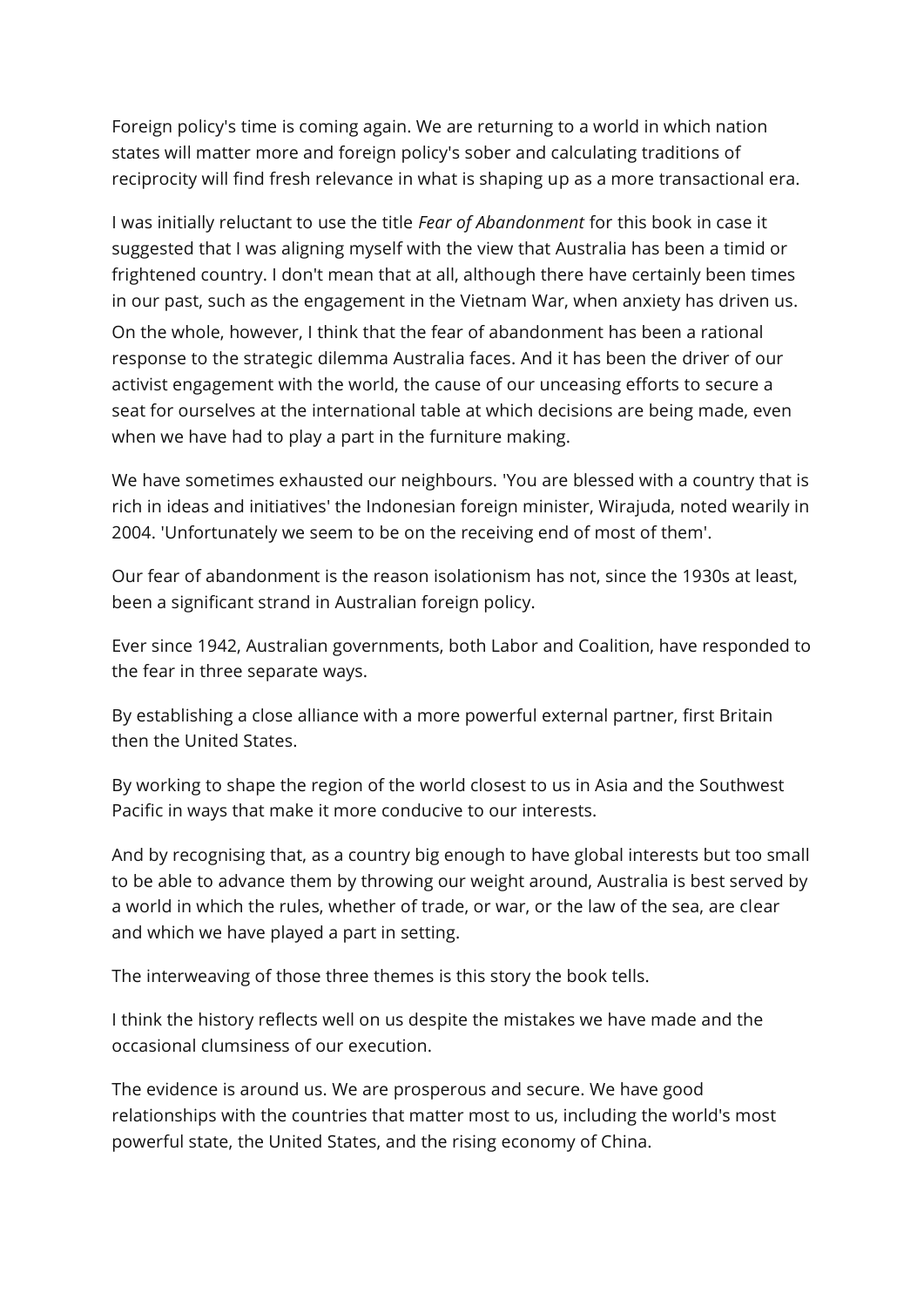Foreign policy's time is coming again. We are returning to a world in which nation states will matter more and foreign policy's sober and calculating traditions of reciprocity will find fresh relevance in what is shaping up as a more transactional era.

I was initially reluctant to use the title *Fear of Abandonment* for this book in case it suggested that I was aligning myself with the view that Australia has been a timid or frightened country. I don't mean that at all, although there have certainly been times in our past, such as the engagement in the Vietnam War, when anxiety has driven us. On the whole, however, I think that the fear of abandonment has been a rational response to the strategic dilemma Australia faces. And it has been the driver of our activist engagement with the world, the cause of our unceasing efforts to secure a seat for ourselves at the international table at which decisions are being made, even when we have had to play a part in the furniture making.

We have sometimes exhausted our neighbours. 'You are blessed with a country that is rich in ideas and initiatives' the Indonesian foreign minister, Wirajuda, noted wearily in 2004. 'Unfortunately we seem to be on the receiving end of most of them'.

Our fear of abandonment is the reason isolationism has not, since the 1930s at least, been a significant strand in Australian foreign policy.

Ever since 1942, Australian governments, both Labor and Coalition, have responded to the fear in three separate ways.

By establishing a close alliance with a more powerful external partner, first Britain then the United States.

By working to shape the region of the world closest to us in Asia and the Southwest Pacific in ways that make it more conducive to our interests.

And by recognising that, as a country big enough to have global interests but too small to be able to advance them by throwing our weight around, Australia is best served by a world in which the rules, whether of trade, or war, or the law of the sea, are clear and which we have played a part in setting.

The interweaving of those three themes is this story the book tells.

I think the history reflects well on us despite the mistakes we have made and the occasional clumsiness of our execution.

The evidence is around us. We are prosperous and secure. We have good relationships with the countries that matter most to us, including the world's most powerful state, the United States, and the rising economy of China.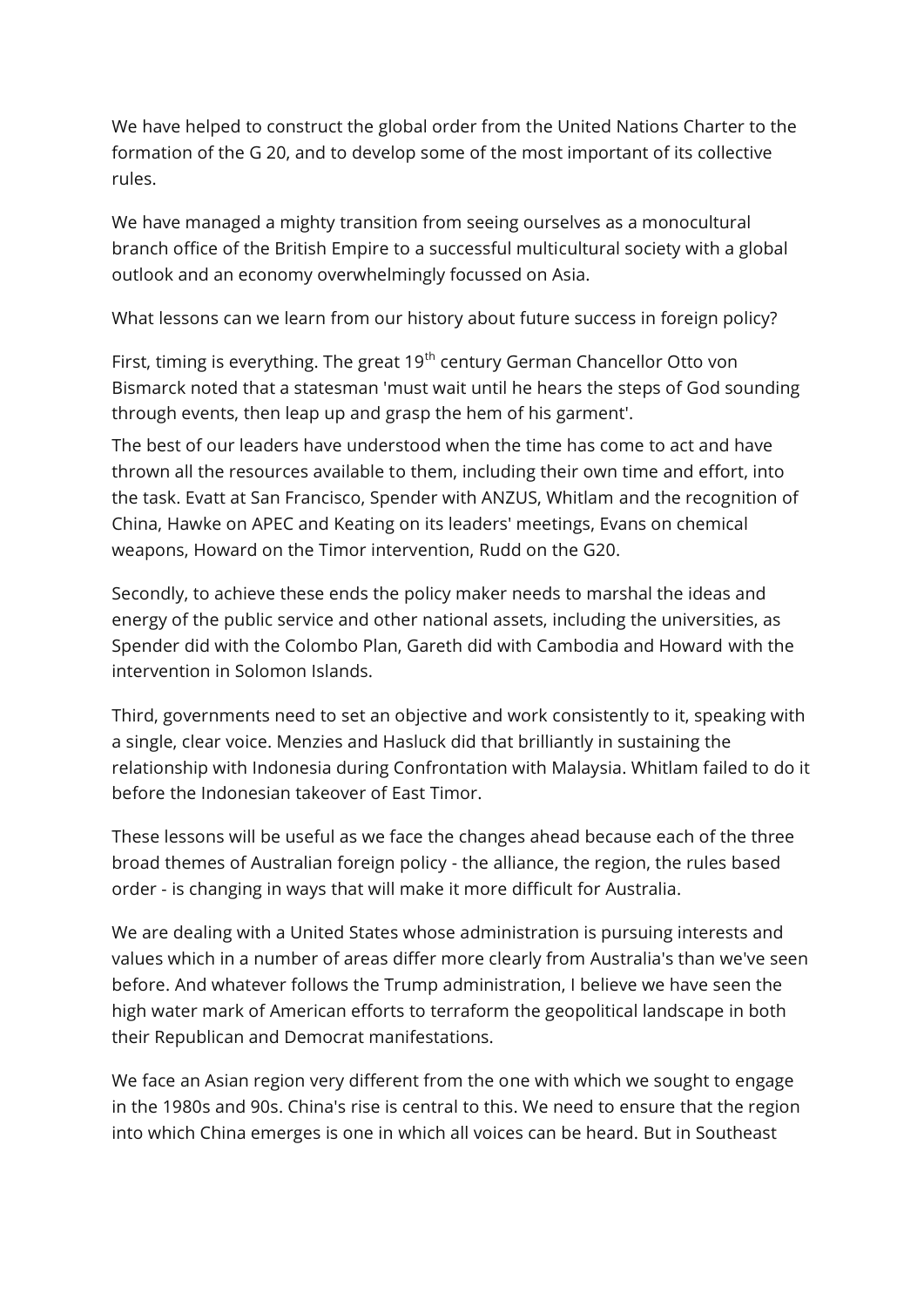We have helped to construct the global order from the United Nations Charter to the formation of the G 20, and to develop some of the most important of its collective rules.

We have managed a mighty transition from seeing ourselves as a monocultural branch office of the British Empire to a successful multicultural society with a global outlook and an economy overwhelmingly focussed on Asia.

What lessons can we learn from our history about future success in foreign policy?

First, timing is everything. The great 19th century German Chancellor Otto von Bismarck noted that a statesman 'must wait until he hears the steps of God sounding through events, then leap up and grasp the hem of his garment'.

The best of our leaders have understood when the time has come to act and have thrown all the resources available to them, including their own time and effort, into the task. Evatt at San Francisco, Spender with ANZUS, Whitlam and the recognition of China, Hawke on APEC and Keating on its leaders' meetings, Evans on chemical weapons, Howard on the Timor intervention, Rudd on the G20.

Secondly, to achieve these ends the policy maker needs to marshal the ideas and energy of the public service and other national assets, including the universities, as Spender did with the Colombo Plan, Gareth did with Cambodia and Howard with the intervention in Solomon Islands.

Third, governments need to set an objective and work consistently to it, speaking with a single, clear voice. Menzies and Hasluck did that brilliantly in sustaining the relationship with Indonesia during Confrontation with Malaysia. Whitlam failed to do it before the Indonesian takeover of East Timor.

These lessons will be useful as we face the changes ahead because each of the three broad themes of Australian foreign policy - the alliance, the region, the rules based order - is changing in ways that will make it more difficult for Australia.

We are dealing with a United States whose administration is pursuing interests and values which in a number of areas differ more clearly from Australia's than we've seen before. And whatever follows the Trump administration, I believe we have seen the high water mark of American efforts to terraform the geopolitical landscape in both their Republican and Democrat manifestations.

We face an Asian region very different from the one with which we sought to engage in the 1980s and 90s. China's rise is central to this. We need to ensure that the region into which China emerges is one in which all voices can be heard. But in Southeast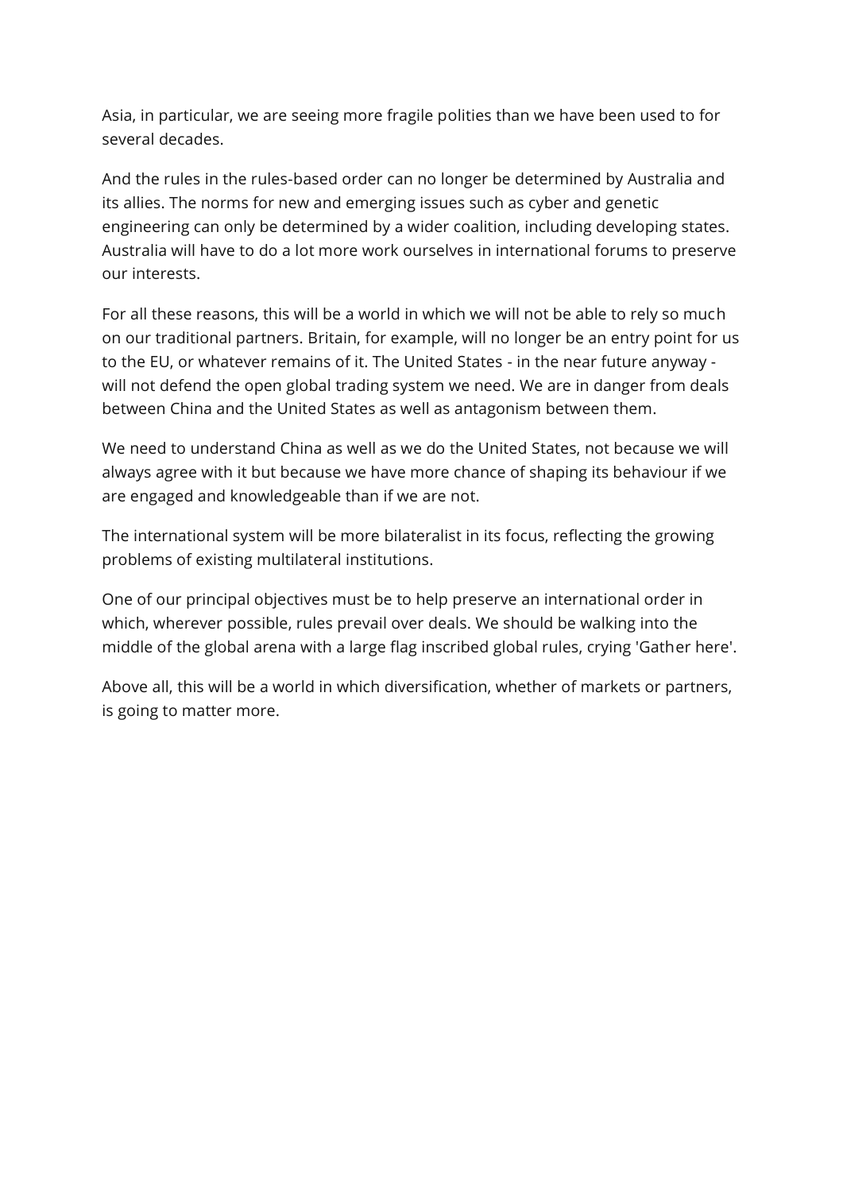Asia, in particular, we are seeing more fragile polities than we have been used to for several decades.

And the rules in the rules-based order can no longer be determined by Australia and its allies. The norms for new and emerging issues such as cyber and genetic engineering can only be determined by a wider coalition, including developing states. Australia will have to do a lot more work ourselves in international forums to preserve our interests.

For all these reasons, this will be a world in which we will not be able to rely so much on our traditional partners. Britain, for example, will no longer be an entry point for us to the EU, or whatever remains of it. The United States - in the near future anyway - will not defend the open global trading system we need. We are in danger from deals between China and the United States as well as antagonism between them.

We need to understand China as well as we do the United States, not because we will always agree with it but because we have more chance of shaping its behaviour if we are engaged and knowledgeable than if we are not.

The international system will be more bilateralist in its focus, reflecting the growing problems of existing multilateral institutions.

One of our principal objectives must be to help preserve an international order in which, wherever possible, rules prevail over deals. We should be walking into the middle of the global arena with a large flag inscribed global rules, crying 'Gather here'.

Above all, this will be a world in which diversification, whether of markets or partners, is going to matter more.